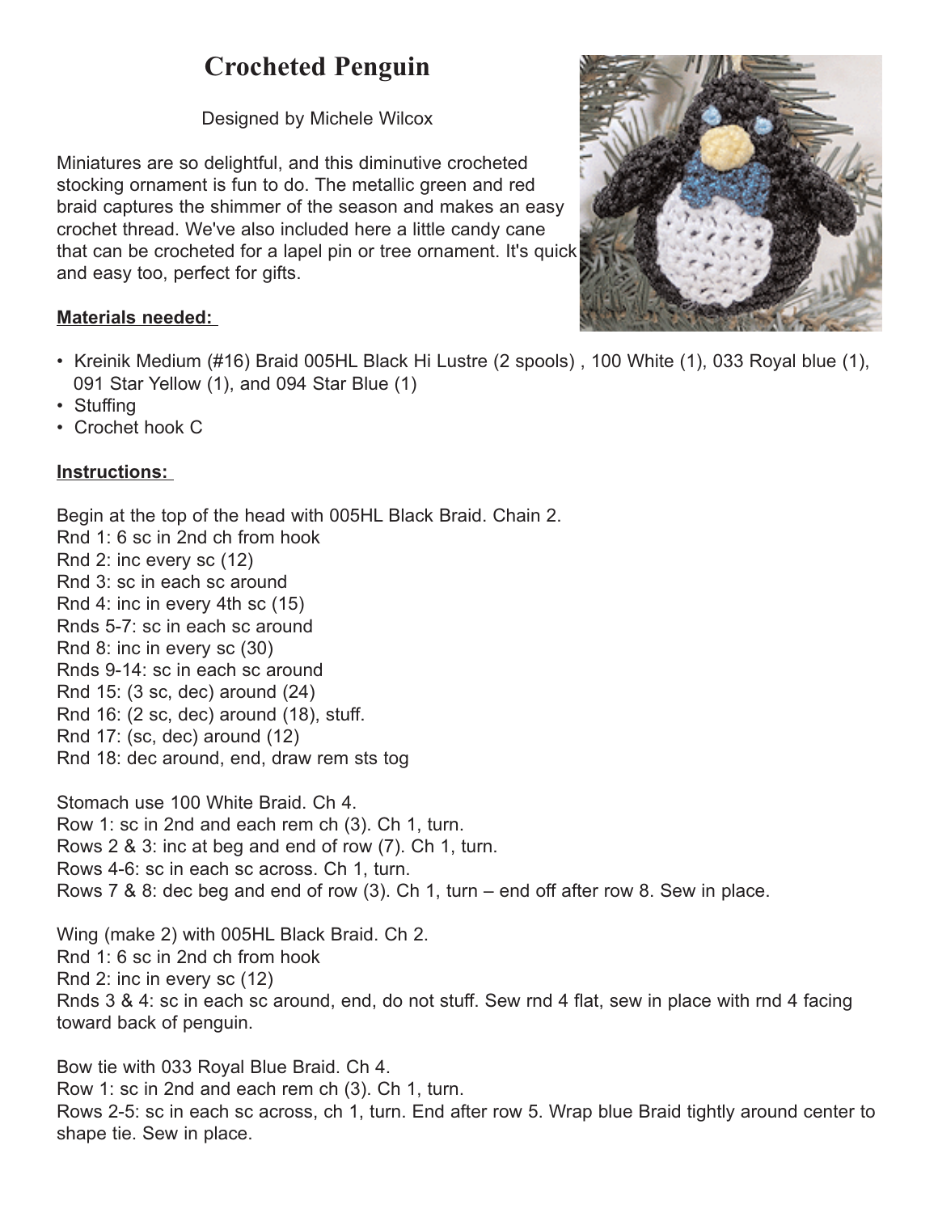# Crocheted Penguin

Designed by Michele Wilcox

Miniatures are so delightful, and this diminutive crocheted stocking ornament is fun to do. The metallic green and red braid captures the shimmer of the season and makes an easy crochet thread. We've also included here a little candy cane that can be crocheted for a lapel pin or tree ornament. It's quick and easy too, perfect for gifts.

**Materials needed:**

- Kreinik Medium (#16) Braid 005HL Black Hi Lustre (2 spools) , 100 White (1), 033 Royal blue (1), 091 Star Yellow (1), and 094 Star Blue (1)
- Stuffing
- Crochet hook C

**Instructions:**

Begin at the top of the head with 005HL Black Braid. Chain 2.
Rnd 1: 6 sc in 2nd ch from hook
Rnd 2: inc every sc (12)
Rnd 3: sc in each sc around
Rnd 4: inc in every 4th sc (15)
Rnds 5-7: sc in each sc around
Rnd 8: inc in every sc (30)
Rnds 9-14: sc in each sc around
Rnd 15: (3 sc, dec) around (24)
Rnd 16: (2 sc, dec) around (18), stuff.
Rnd 17: (sc, dec) around (12)
Rnd 18: dec around, end, draw rem sts tog

Stomach use 100 White Braid. Ch 4.
Row 1: sc in 2nd and each rem ch (3). Ch 1, turn.
Rows 2 & 3: inc at beg and end of row (7). Ch 1, turn.
Rows 4-6: sc in each sc across. Ch 1, turn.
Rows 7 & 8: dec beg and end of row (3). Ch 1, turn – end off after row 8. Sew in place.

Wing (make 2) with 005HL Black Braid. Ch 2.
Rnd 1: 6 sc in 2nd ch from hook
Rnd 2: inc in every sc (12)
Rnds 3 & 4: sc in each sc around, end, do not stuff. Sew rnd 4 flat, sew in place with rnd 4 facing toward back of penguin.

Bow tie with 033 Royal Blue Braid. Ch 4.
Row 1: sc in 2nd and each rem ch (3). Ch 1, turn.
Rows 2-5: sc in each sc across, ch 1, turn. End after row 5. Wrap blue Braid tightly around center to shape tie. Sew in place.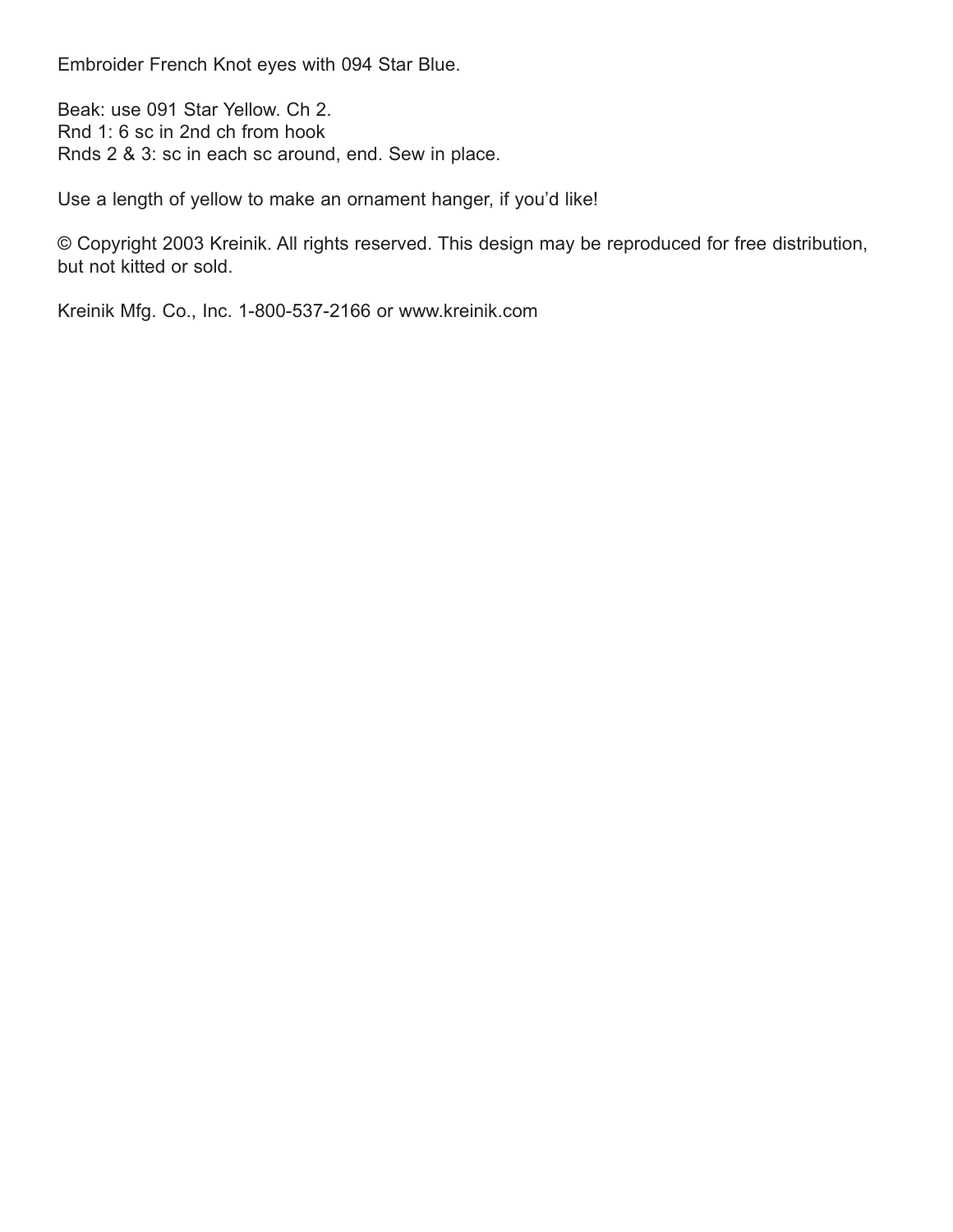Embroider French Knot eyes with 094 Star Blue.

Beak: use 091 Star Yellow. Ch 2.
Rnd 1: 6 sc in 2nd ch from hook
Rnds 2 & 3: sc in each sc around, end. Sew in place.

Use a length of yellow to make an ornament hanger, if you'd like!

© Copyright 2003 Kreinik. All rights reserved. This design may be reproduced for free distribution, but not kitted or sold.

Kreinik Mfg. Co., Inc. 1-800-537-2166 or www.kreinik.com